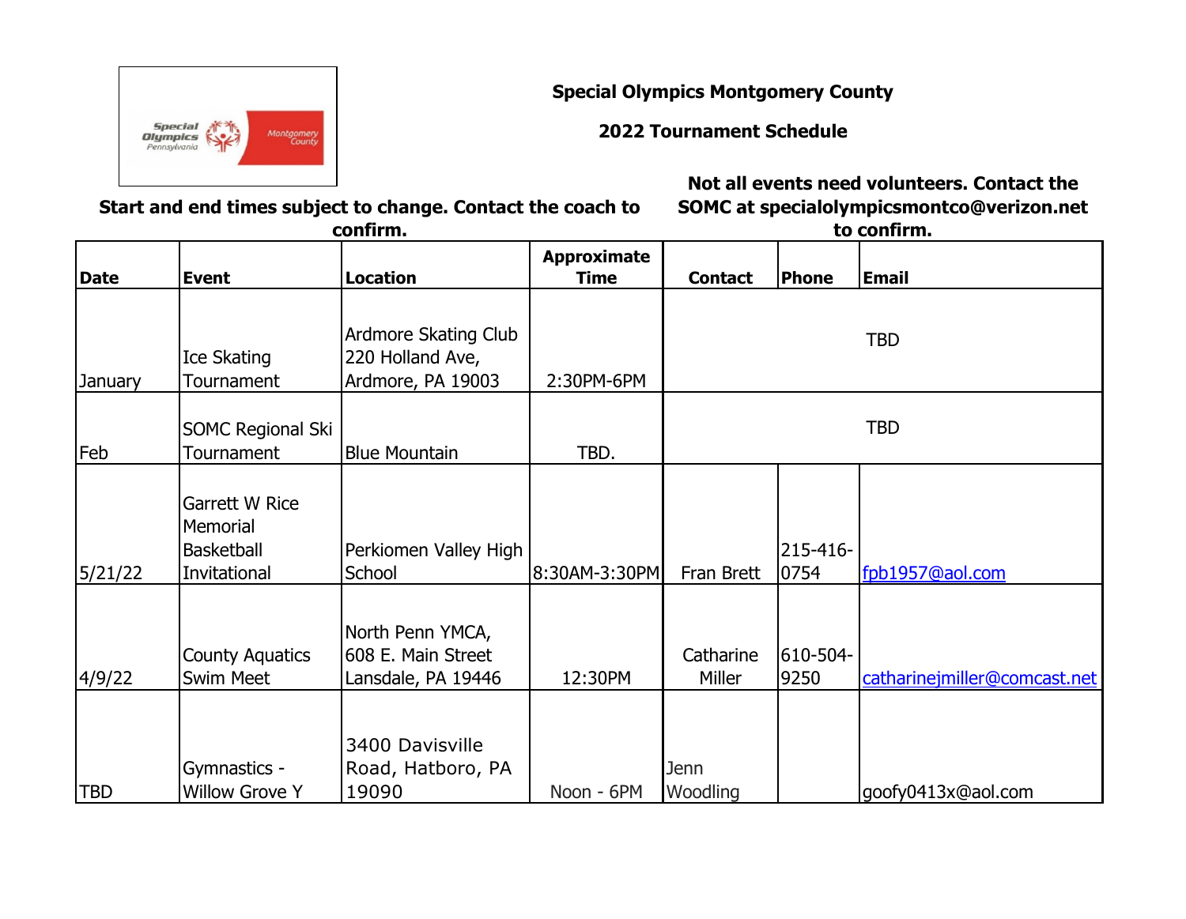**Special Olympics Montgomery County**

**2022 Tournament Schedule**

**Start and end times subject to change. Contact the coach to confirm.**

**Not all events need volunteers. Contact the SOMC at specialolympicsmontco@verizon.net to confirm.**

| Date | Event | Location | Approximate Time | Contact | Phone | Email |
|---|---|---|---|---|---|---|
| January | Ice Skating Tournament | Ardmore Skating Club 220 Holland Ave, Ardmore, PA 19003 | 2:30PM-6PM | TBD | | |
| Feb | SOMC Regional Ski Tournament | Blue Mountain | TBD. | TBD | | |
| 5/21/22 | Garrett W Rice Memorial Basketball Invitational | Perkiomen Valley High School | 8:30AM-3:30PM | Fran Brett | 215-416-0754 | fpb1957@aol.com |
| 4/9/22 | County Aquatics Swim Meet | North Penn YMCA, 608 E. Main Street Lansdale, PA 19446 | 12:30PM | Catharine Miller | 610-504-9250 | catharinejmiller@comcast.net |
| TBD | Gymnastics - Willow Grove Y | 3400 Davisville Road, Hatboro, PA 19090 | Noon - 6PM | Jenn Woodling | | goofy0413x@aol.com |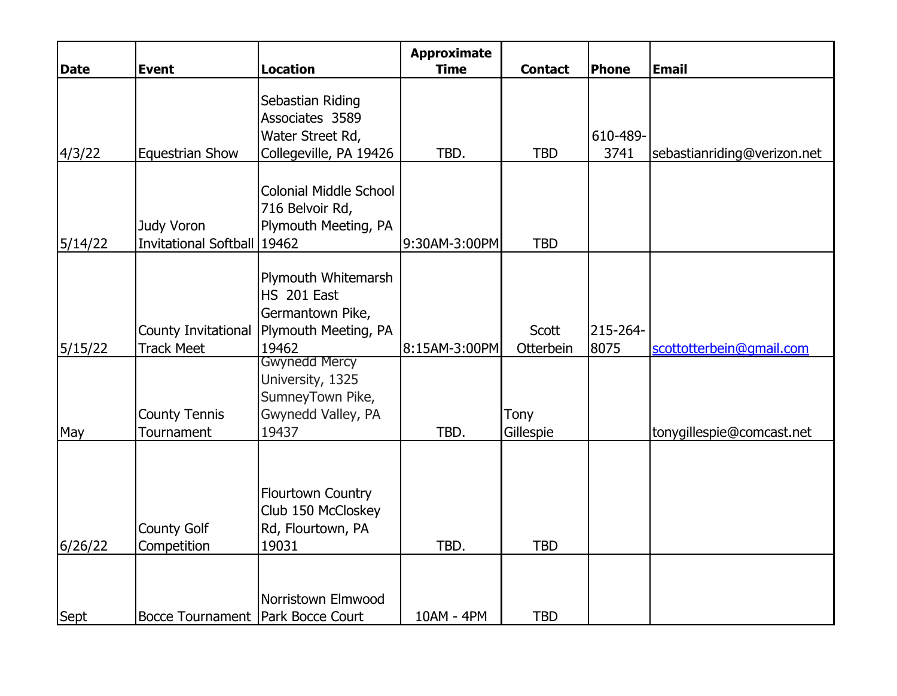| Date | Event | Location | Approximate Time | Contact | Phone | Email |
|---|---|---|---|---|---|---|
| 4/3/22 | Equestrian Show | Sebastian Riding Associates 3589 Water Street Rd, Collegeville, PA 19426 | TBD. | TBD | 610-489-3741 | sebastianriding@verizon.net |
| 5/14/22 | Judy Voron Invitational Softball | Colonial Middle School 716 Belvoir Rd, Plymouth Meeting, PA 19462 | 9:30AM-3:00PM | TBD | | |
| 5/15/22 | County Invitational Track Meet | Plymouth Whitemarsh HS 201 East Germantown Pike, Plymouth Meeting, PA 19462 | 8:15AM-3:00PM | Scott Otterbein | 215-264-8075 | scottotterbein@gmail.com |
| May | County Tennis Tournament | Gwynedd Mercy University, 1325 SumneyTown Pike, Gwynedd Valley, PA 19437 | TBD. | Tony Gillespie | | tonygillespie@comcast.net |
| 6/26/22 | County Golf Competition | Flourtown Country Club 150 McCloskey Rd, Flourtown, PA 19031 | TBD. | TBD | | |
| Sept | Bocce Tournament | Norristown Elmwood Park Bocce Court | 10AM - 4PM | TBD | | |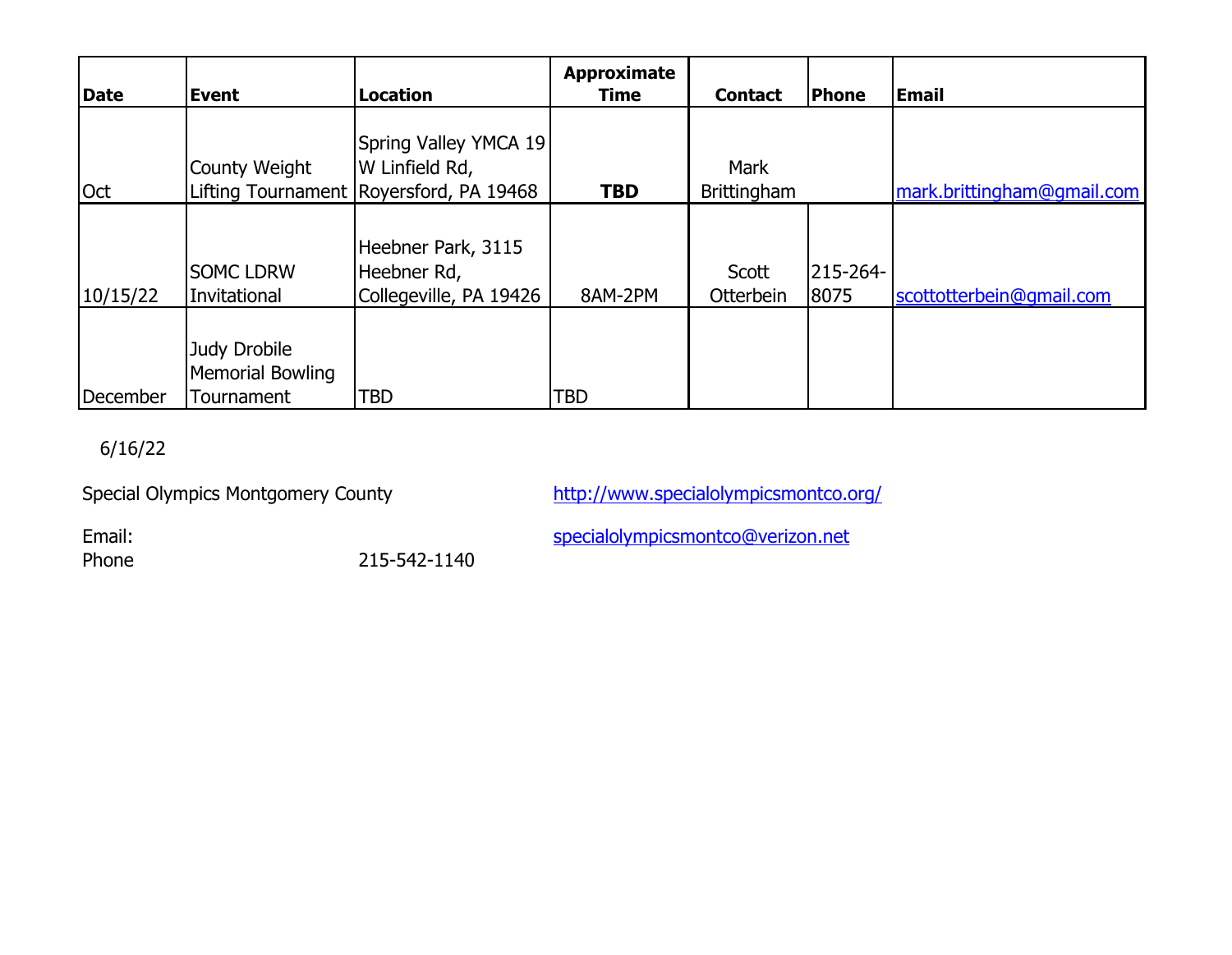| Date | Event | Location | Approximate Time | Contact | Phone | Email |
|---|---|---|---|---|---|---|
| Oct | County Weight Lifting Tournament | Spring Valley YMCA 19 W Linfield Rd, Royersford, PA 19468 | **TBD** | Mark Brittingham | | mark.brittingham@gmail.com |
| 10/15/22 | SOMC LDRW Invitational | Heebner Park, 3115 Heebner Rd, Collegeville, PA 19426 | 8AM-2PM | Scott Otterbein | 215-264-8075 | scottotterbein@gmail.com |
| December | Judy Drobile Memorial Bowling Tournament | TBD | TBD | | | |

6/16/22

Special Olympics Montgomery County http://www.specialolympicsmontco.org/

Email: specialolympicsmontco@verizon.net

Phone 215-542-1140